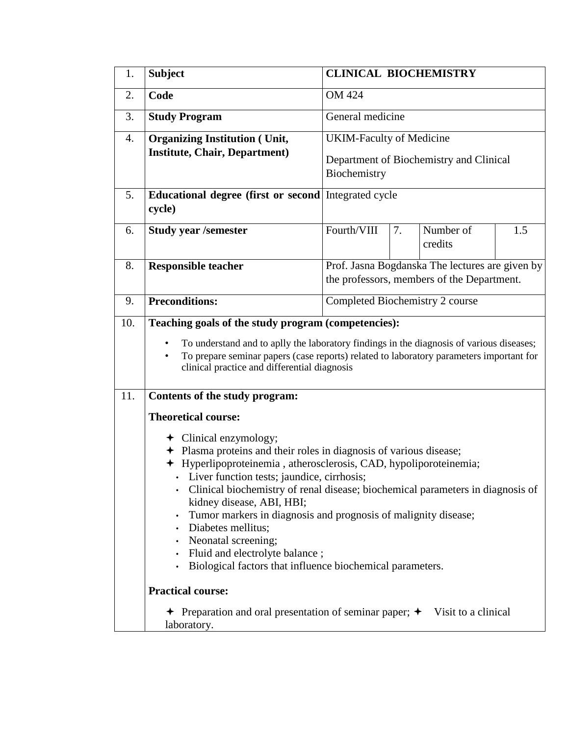| | | | | | |
|---|---|---|---|---|---|
| 1. | **Subject** | **CLINICAL BIOCHEMISTRY** | | | |
| 2. | **Code** | OM 424 | | | |
| 3. | **Study Program** | General medicine | | | |
| 4. | **Organizing Institution ( Unit, Institute, Chair, Department)** | UKIM-Faculty of Medicine<br>Department of Biochemistry and Clinical Biochemistry | | | |
| 5. | **Educational degree (first or second cycle)** | Integrated cycle | | | |
| 6. | **Study year /semester** | Fourth/VIII | 7. | Number of credits | 1.5 |
| 8. | **Responsible teacher** | Prof. Jasna Bogdanska The lectures are given by the professors, members of the Department. | | | |
| 9. | **Preconditions:** | Completed Biochemistry 2 course | | | |

10. **Teaching goals of the study program (competencies):**

- To understand and to aplly the laboratory findings in the diagnosis of various diseases;
- To prepare seminar papers (case reports) related to laboratory parameters important for clinical practice and differential diagnosis

11. **Contents of the study program:**

**Theoretical course:**

- Clinical enzymology;
- Plasma proteins and their roles in diagnosis of various disease;
- Hyperlipoproteinemia , atherosclerosis, CAD, hypoliporoteinemia;
  - Liver function tests; jaundice, cirrhosis;
  - Clinical biochemistry of renal disease; biochemical parameters in diagnosis of kidney disease, ABI, HBI;
  - Tumor markers in diagnosis and prognosis of malignity disease;
  - Diabetes mellitus;
  - Neonatal screening;
  - Fluid and electrolyte balance ;
  - Biological factors that influence biochemical parameters.

**Practical course:**

- Preparation and oral presentation of seminar paper; ✦ Visit to a clinical laboratory.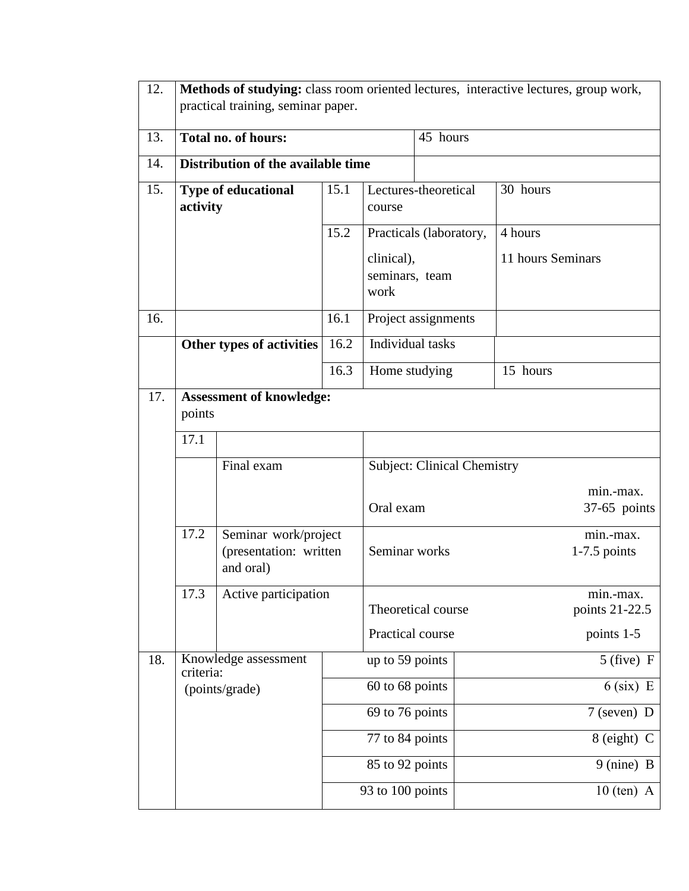| | | | | |
|---|---|---|---|---|
| 12. | **Methods of studying:** class room oriented lectures, interactive lectures, group work, practical training, seminar paper. | | | |
| 13. | **Total no. of hours:** | | 45 hours | |
| 14. | **Distribution of the available time** | | | |
| 15. | **Type of educational activity** | 15.1 | Lectures-theoretical course | 30 hours |
| | | 15.2 | Practicals (laboratory, clinical), seminars, team work | 4 hours<br>11 hours Seminars |
| 16. | | 16.1 | Project assignments | |
| | **Other types of activities** | 16.2 | Individual tasks | |
| | | 16.3 | Home studying | 15 hours |

| | | | | |
|---|---|---|---|---|
| 17. | **Assessment of knowledge:**<br>points | | | |
| | 17.1 | | | |
| | | Final exam | Subject: Clinical Chemistry<br>Oral exam | min.-max.<br>37-65 points |
| | 17.2 | Seminar work/project (presentation: written and oral) | Seminar works | min.-max.<br>1-7.5 points |
| | 17.3 | Active participation | Theoretical course<br>Practical course | min.-max.<br>points 21-22.5<br>points 1-5 |

| | | | |
|---|---|---|---|
| 18. | Knowledge assessment criteria:<br>(points/grade) | up to 59 points | 5 (five) F |
| | | 60 to 68 points | 6 (six) E |
| | | 69 to 76 points | 7 (seven) D |
| | | 77 to 84 points | 8 (eight) C |
| | | 85 to 92 points | 9 (nine) B |
| | | 93 to 100 points | 10 (ten) A |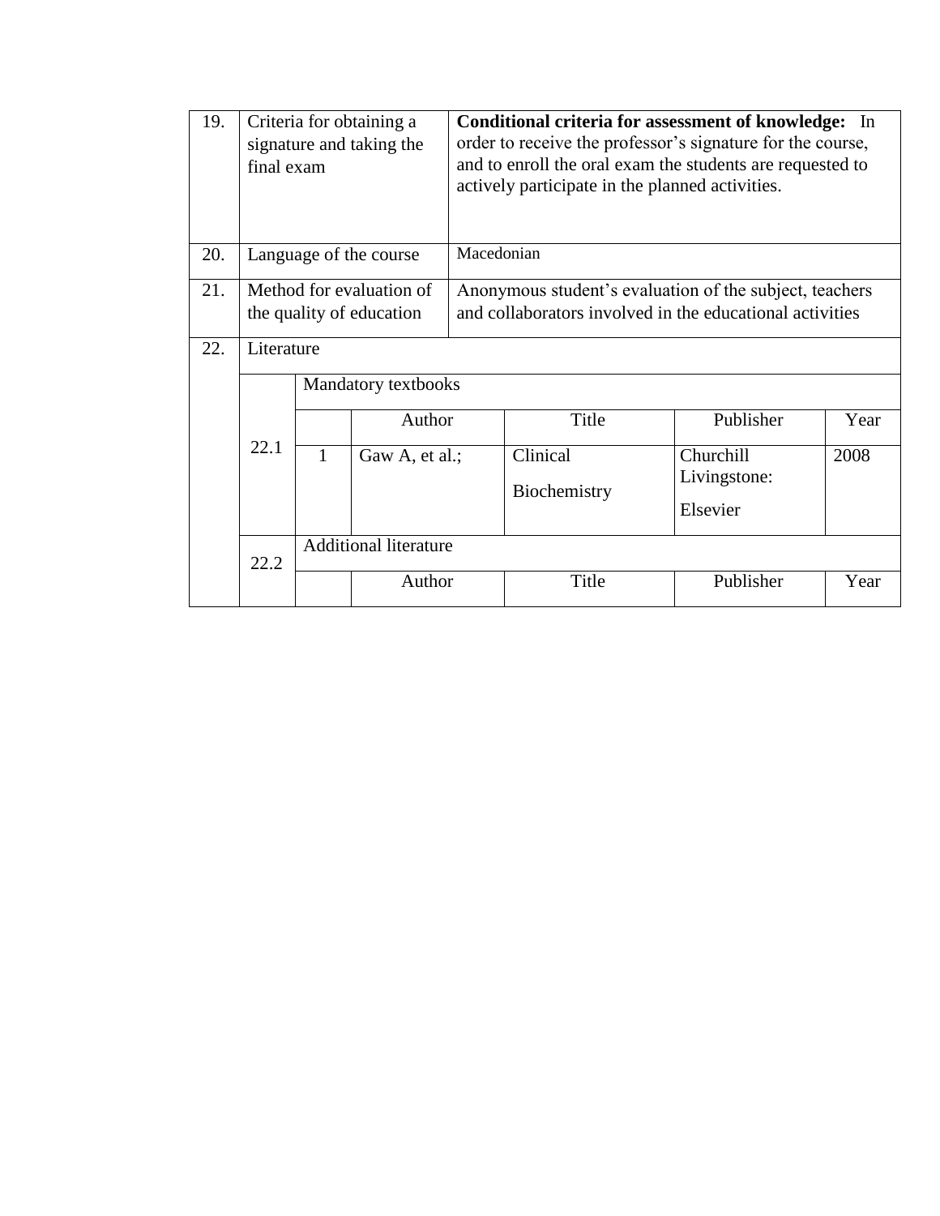| | | | | | | |
|---|---|---|---|---|---|---|
| 19. | Criteria for obtaining a signature and taking the final exam | **Conditional criteria for assessment of knowledge:** In order to receive the professor's signature for the course, and to enroll the oral exam the students are requested to actively participate in the planned activities. | | | | |
| 20. | Language of the course | Macedonian | | | | |
| 21. | Method for evaluation of the quality of education | Anonymous student's evaluation of the subject, teachers and collaborators involved in the educational activities | | | | |
| 22. | Literature | | | | | |
| | 22.1 | Mandatory textbooks | | | | |
| | | | Author | Title | Publisher | Year |
| | | 1 | Gaw A, et al.; | Clinical Biochemistry | Churchill Livingstone: Elsevier | 2008 |
| | 22.2 | Additional literature | | | | |
| | | | Author | Title | Publisher | Year |